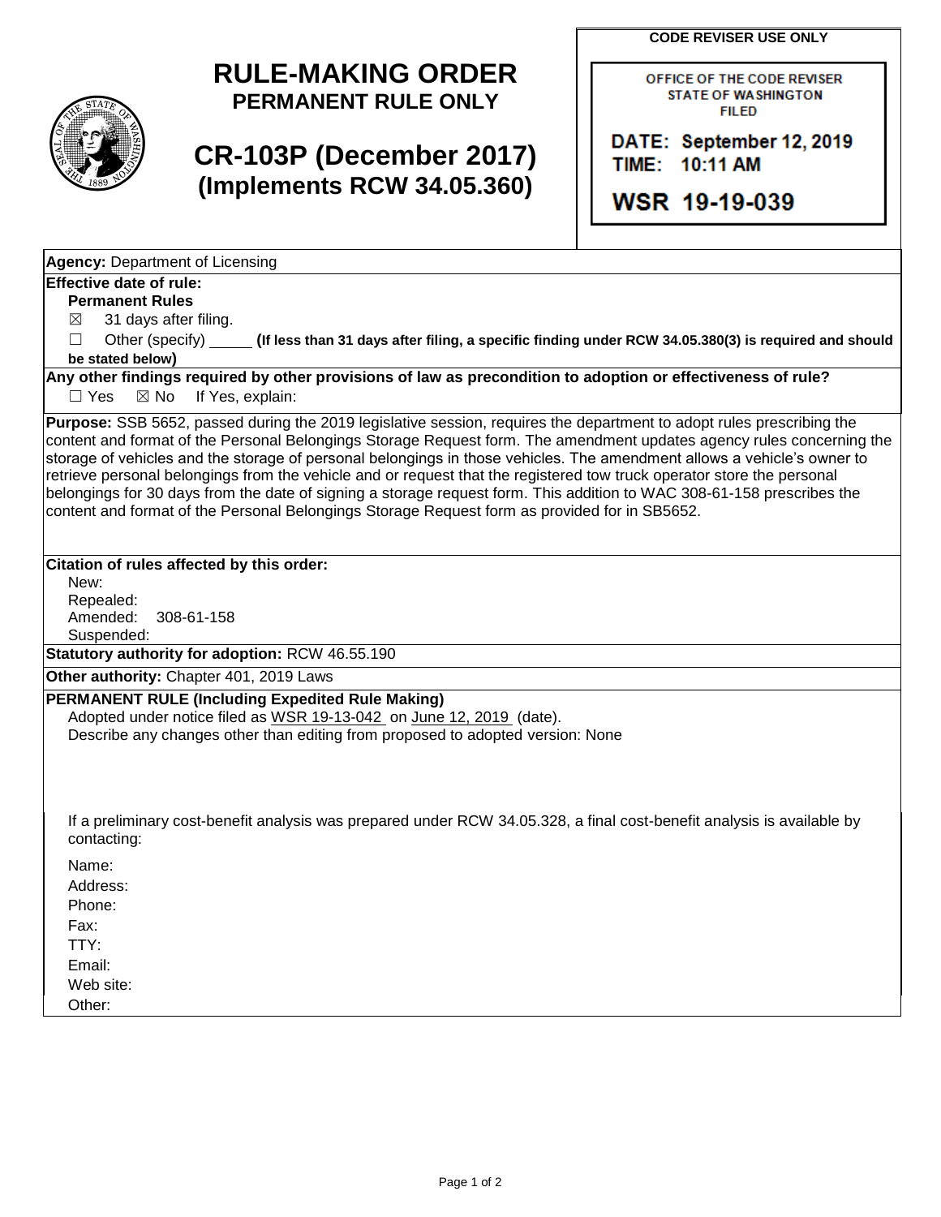# RULE-MAKING ORDER

**PERMANENT RULE ONLY**

## CR-103P (December 2017)

**(Implements RCW 34.05.360)**

**CODE REVISER USE ONLY**

OFFICE OF THE CODE REVISER
STATE OF WASHINGTON
FILED

DATE: September 12, 2019
TIME: 10:11 AM

WSR 19-19-039

**Agency:** Department of Licensing

**Effective date of rule:**

**Permanent Rules**

☒ 31 days after filing.

☐ Other (specify) _____ **(If less than 31 days after filing, a specific finding under RCW 34.05.380(3) is required and should be stated below)**

**Any other findings required by other provisions of law as precondition to adoption or effectiveness of rule?**

☐ Yes ☒ No If Yes, explain:

**Purpose:** SSB 5652, passed during the 2019 legislative session, requires the department to adopt rules prescribing the content and format of the Personal Belongings Storage Request form. The amendment updates agency rules concerning the storage of vehicles and the storage of personal belongings in those vehicles. The amendment allows a vehicle's owner to retrieve personal belongings from the vehicle and or request that the registered tow truck operator store the personal belongings for 30 days from the date of signing a storage request form. This addition to WAC 308-61-158 prescribes the content and format of the Personal Belongings Storage Request form as provided for in SB5652.

**Citation of rules affected by this order:**

New:
Repealed:
Amended: 308-61-158
Suspended:

**Statutory authority for adoption:** RCW 46.55.190

**Other authority:** Chapter 401, 2019 Laws

**PERMANENT RULE (Including Expedited Rule Making)**

Adopted under notice filed as WSR 19-13-042 on June 12, 2019 (date).

Describe any changes other than editing from proposed to adopted version: None

If a preliminary cost-benefit analysis was prepared under RCW 34.05.328, a final cost-benefit analysis is available by contacting:

Name:
Address:
Phone:
Fax:
TTY:
Email:
Web site:
Other: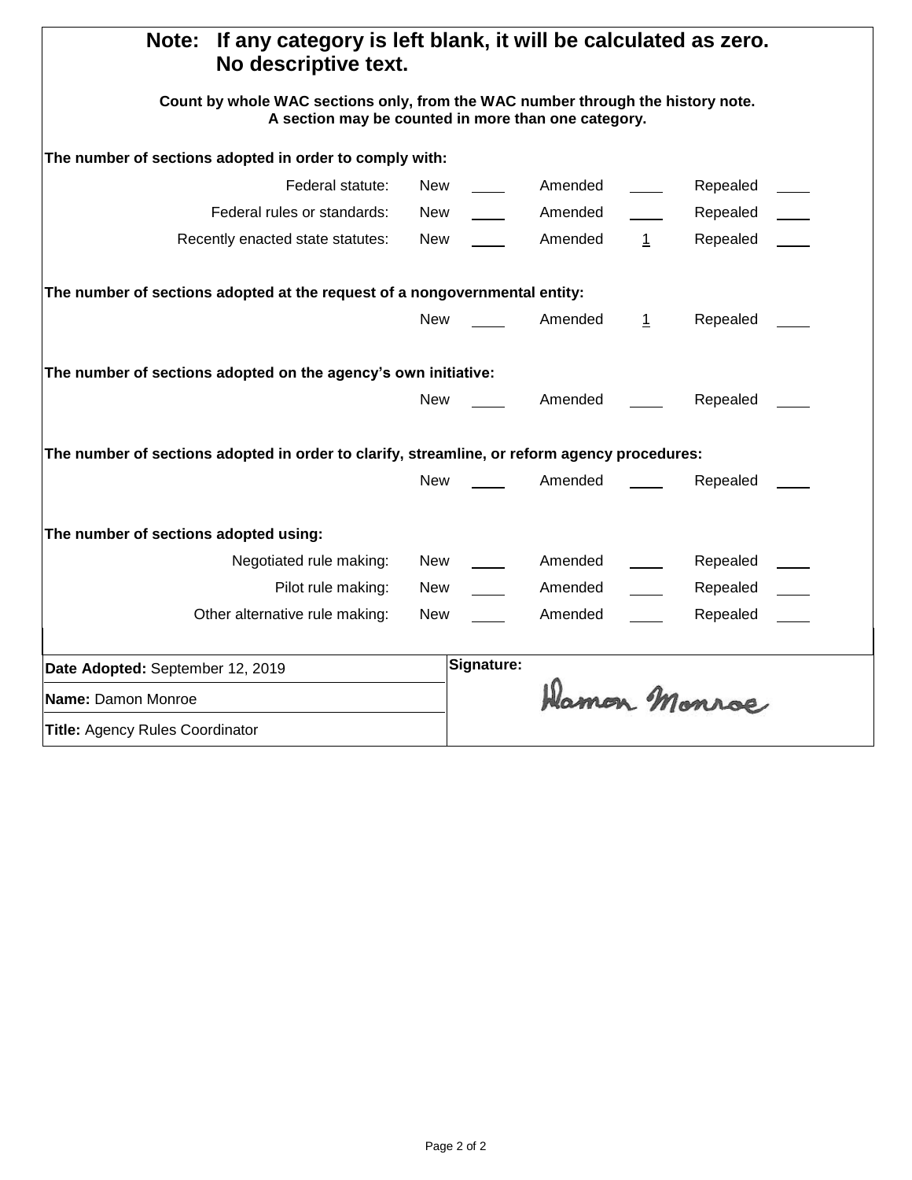**Note: If any category is left blank, it will be calculated as zero. No descriptive text.**

**Count by whole WAC sections only, from the WAC number through the history note. A section may be counted in more than one category.**

**The number of sections adopted in order to comply with:**

| | | | | | | |
|---|---|---|---|---|---|---|
| Federal statute: | New | | Amended | | Repealed | |
| Federal rules or standards: | New | | Amended | | Repealed | |
| Recently enacted state statutes: | New | | Amended | 1 | Repealed | |

**The number of sections adopted at the request of a nongovernmental entity:**

| | | | | | | |
|---|---|---|---|---|---|---|
| | New | | Amended | 1 | Repealed | |

**The number of sections adopted on the agency's own initiative:**

| | | | | | | |
|---|---|---|---|---|---|---|
| | New | | Amended | | Repealed | |

**The number of sections adopted in order to clarify, streamline, or reform agency procedures:**

| | | | | | | |
|---|---|---|---|---|---|---|
| | New | | Amended | | Repealed | |

**The number of sections adopted using:**

| | | | | | | |
|---|---|---|---|---|---|---|
| Negotiated rule making: | New | | Amended | | Repealed | |
| Pilot rule making: | New | | Amended | | Repealed | |
| Other alternative rule making: | New | | Amended | | Repealed | |

| | |
|---|---|
| **Date Adopted:** September 12, 2019 | **Signature:** Damon Monroe |
| **Name:** Damon Monroe | |
| **Title:** Agency Rules Coordinator | |